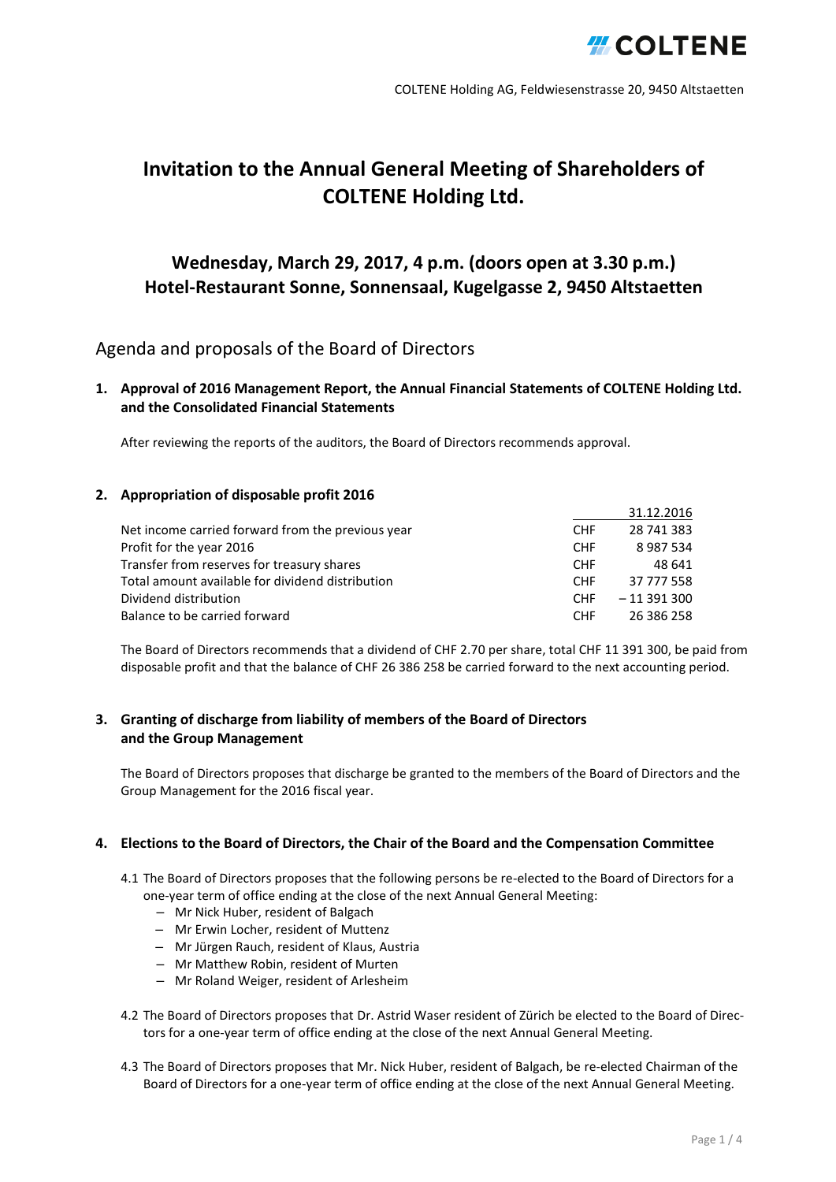COLTENE Holding AG, Feldwiesenstrasse 20, 9450 Altstaetten

# Invitation to the Annual General Meeting of Shareholders of COLTENE Holding Ltd.

## Wednesday, March 29, 2017, 4 p.m. (doors open at 3.30 p.m.) Hotel-Restaurant Sonne, Sonnensaal, Kugelgasse 2, 9450 Altstaetten

## Agenda and proposals of the Board of Directors

### 1. Approval of 2016 Management Report, the Annual Financial Statements of COLTENE Holding Ltd. and the Consolidated Financial Statements

After reviewing the reports of the auditors, the Board of Directors recommends approval.

### 2. Appropriation of disposable profit 2016

| | | 31.12.2016 |
|---|---|---|
| Net income carried forward from the previous year | CHF | 28 741 383 |
| Profit for the year 2016 | CHF | 8 987 534 |
| Transfer from reserves for treasury shares | CHF | 48 641 |
| Total amount available for dividend distribution | CHF | 37 777 558 |
| Dividend distribution | CHF | – 11 391 300 |
| Balance to be carried forward | CHF | 26 386 258 |

The Board of Directors recommends that a dividend of CHF 2.70 per share, total CHF 11 391 300, be paid from disposable profit and that the balance of CHF 26 386 258 be carried forward to the next accounting period.

### 3. Granting of discharge from liability of members of the Board of Directors and the Group Management

The Board of Directors proposes that discharge be granted to the members of the Board of Directors and the Group Management for the 2016 fiscal year.

### 4. Elections to the Board of Directors, the Chair of the Board and the Compensation Committee

4.1 The Board of Directors proposes that the following persons be re-elected to the Board of Directors for a one-year term of office ending at the close of the next Annual General Meeting:

- Mr Nick Huber, resident of Balgach
- Mr Erwin Locher, resident of Muttenz
- Mr Jürgen Rauch, resident of Klaus, Austria
- Mr Matthew Robin, resident of Murten
- Mr Roland Weiger, resident of Arlesheim

4.2 The Board of Directors proposes that Dr. Astrid Waser resident of Zürich be elected to the Board of Directors for a one-year term of office ending at the close of the next Annual General Meeting.

4.3 The Board of Directors proposes that Mr. Nick Huber, resident of Balgach, be re-elected Chairman of the Board of Directors for a one-year term of office ending at the close of the next Annual General Meeting.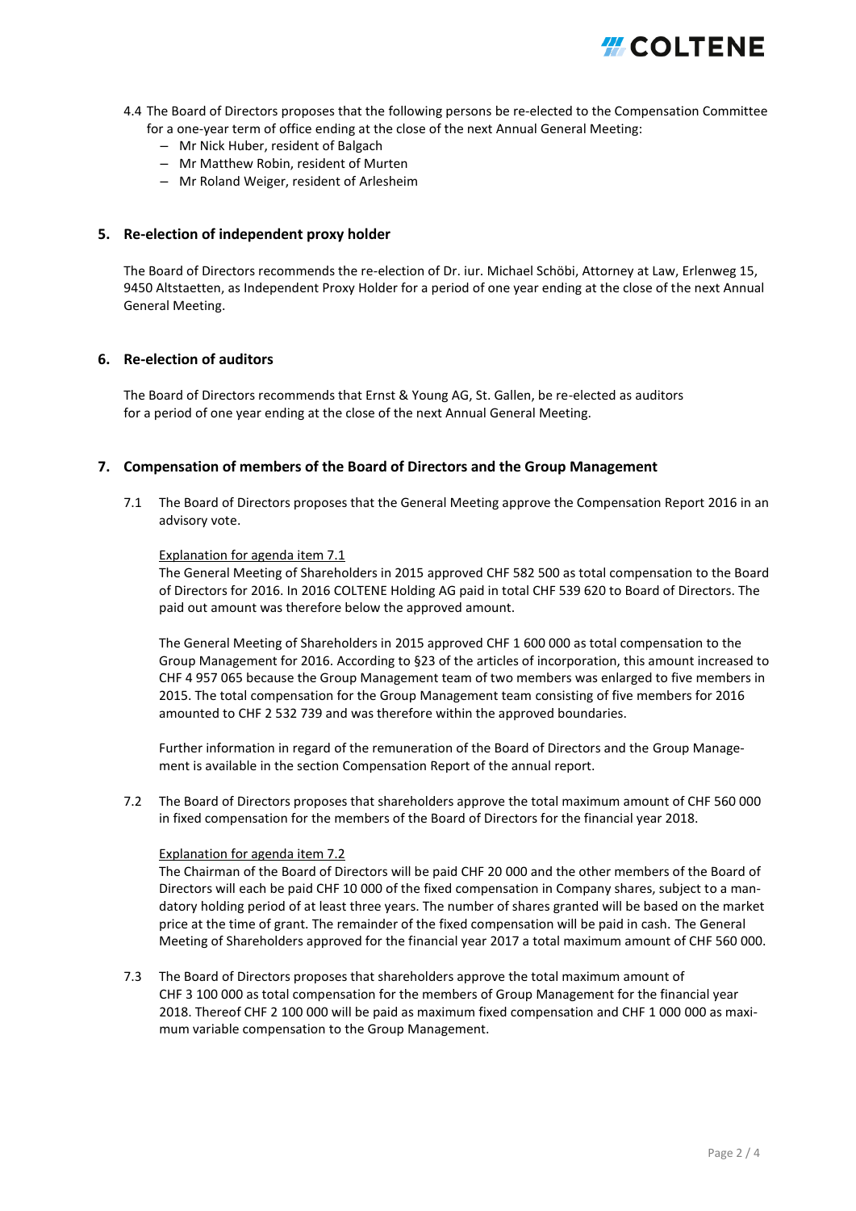4.4 The Board of Directors proposes that the following persons be re-elected to the Compensation Committee for a one-year term of office ending at the close of the next Annual General Meeting:
   – Mr Nick Huber, resident of Balgach
   – Mr Matthew Robin, resident of Murten
   – Mr Roland Weiger, resident of Arlesheim

## 5. Re-election of independent proxy holder

The Board of Directors recommends the re-election of Dr. iur. Michael Schöbi, Attorney at Law, Erlenweg 15, 9450 Altstaetten, as Independent Proxy Holder for a period of one year ending at the close of the next Annual General Meeting.

## 6. Re-election of auditors

The Board of Directors recommends that Ernst & Young AG, St. Gallen, be re-elected as auditors for a period of one year ending at the close of the next Annual General Meeting.

## 7. Compensation of members of the Board of Directors and the Group Management

7.1 The Board of Directors proposes that the General Meeting approve the Compensation Report 2016 in an advisory vote.

Explanation for agenda item 7.1

The General Meeting of Shareholders in 2015 approved CHF 582 500 as total compensation to the Board of Directors for 2016. In 2016 COLTENE Holding AG paid in total CHF 539 620 to Board of Directors. The paid out amount was therefore below the approved amount.

The General Meeting of Shareholders in 2015 approved CHF 1 600 000 as total compensation to the Group Management for 2016. According to §23 of the articles of incorporation, this amount increased to CHF 4 957 065 because the Group Management team of two members was enlarged to five members in 2015. The total compensation for the Group Management team consisting of five members for 2016 amounted to CHF 2 532 739 and was therefore within the approved boundaries.

Further information in regard of the remuneration of the Board of Directors and the Group Management is available in the section Compensation Report of the annual report.

7.2 The Board of Directors proposes that shareholders approve the total maximum amount of CHF 560 000 in fixed compensation for the members of the Board of Directors for the financial year 2018.

Explanation for agenda item 7.2

The Chairman of the Board of Directors will be paid CHF 20 000 and the other members of the Board of Directors will each be paid CHF 10 000 of the fixed compensation in Company shares, subject to a mandatory holding period of at least three years. The number of shares granted will be based on the market price at the time of grant. The remainder of the fixed compensation will be paid in cash. The General Meeting of Shareholders approved for the financial year 2017 a total maximum amount of CHF 560 000.

7.3 The Board of Directors proposes that shareholders approve the total maximum amount of CHF 3 100 000 as total compensation for the members of Group Management for the financial year 2018. Thereof CHF 2 100 000 will be paid as maximum fixed compensation and CHF 1 000 000 as maximum variable compensation to the Group Management.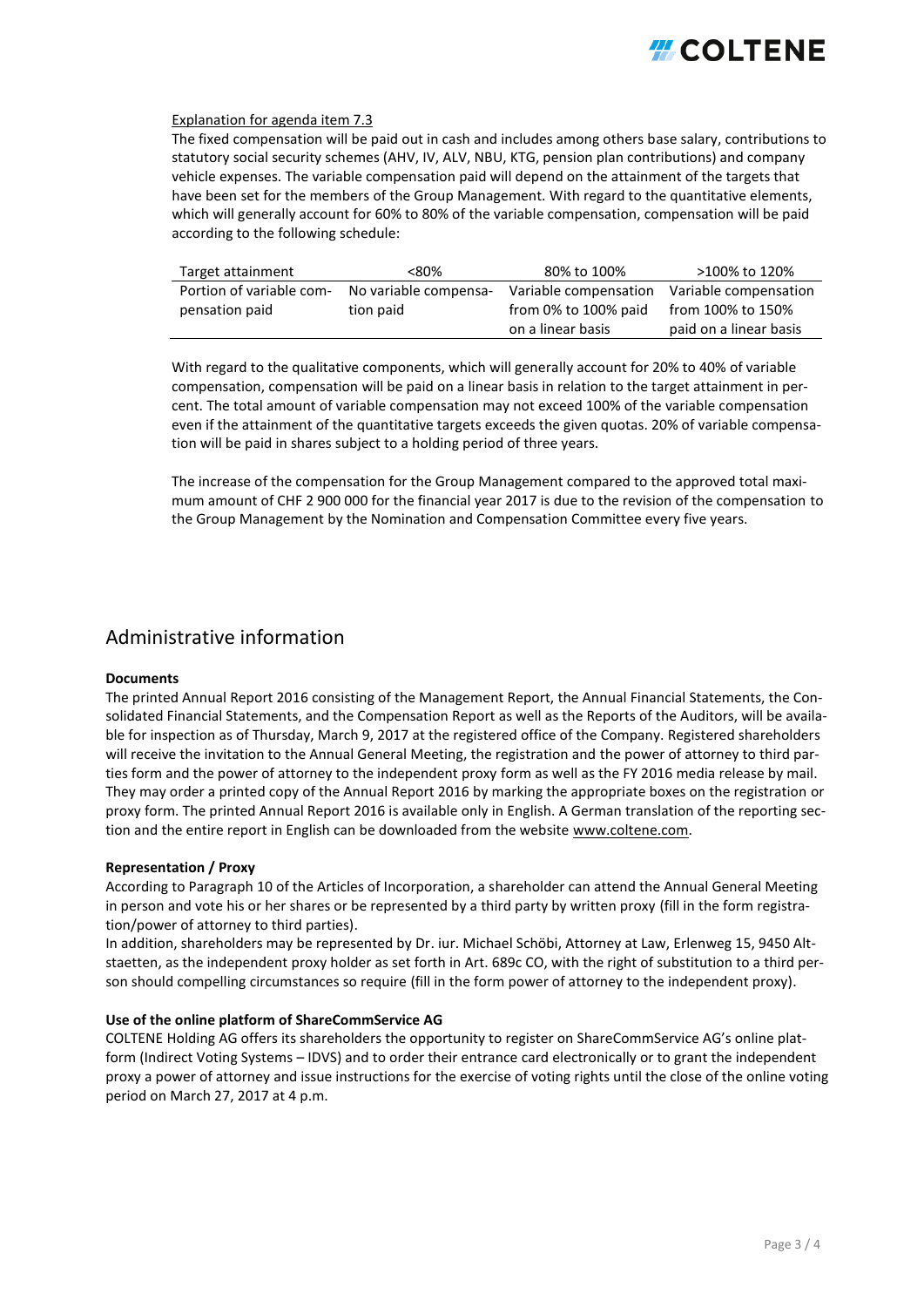Explanation for agenda item 7.3

The fixed compensation will be paid out in cash and includes among others base salary, contributions to statutory social security schemes (AHV, IV, ALV, NBU, KTG, pension plan contributions) and company vehicle expenses. The variable compensation paid will depend on the attainment of the targets that have been set for the members of the Group Management. With regard to the quantitative elements, which will generally account for 60% to 80% of the variable compensation, compensation will be paid according to the following schedule:

| Target attainment | <80% | 80% to 100% | >100% to 120% |
|---|---|---|---|
| Portion of variable compensation paid | No variable compensation paid | Variable compensation from 0% to 100% paid on a linear basis | Variable compensation from 100% to 150% paid on a linear basis |

With regard to the qualitative components, which will generally account for 20% to 40% of variable compensation, compensation will be paid on a linear basis in relation to the target attainment in percent. The total amount of variable compensation may not exceed 100% of the variable compensation even if the attainment of the quantitative targets exceeds the given quotas. 20% of variable compensation will be paid in shares subject to a holding period of three years.

The increase of the compensation for the Group Management compared to the approved total maximum amount of CHF 2 900 000 for the financial year 2017 is due to the revision of the compensation to the Group Management by the Nomination and Compensation Committee every five years.

## Administrative information

**Documents**

The printed Annual Report 2016 consisting of the Management Report, the Annual Financial Statements, the Consolidated Financial Statements, and the Compensation Report as well as the Reports of the Auditors, will be available for inspection as of Thursday, March 9, 2017 at the registered office of the Company. Registered shareholders will receive the invitation to the Annual General Meeting, the registration and the power of attorney to third parties form and the power of attorney to the independent proxy form as well as the FY 2016 media release by mail. They may order a printed copy of the Annual Report 2016 by marking the appropriate boxes on the registration or proxy form. The printed Annual Report 2016 is available only in English. A German translation of the reporting section and the entire report in English can be downloaded from the website www.coltene.com.

**Representation / Proxy**

According to Paragraph 10 of the Articles of Incorporation, a shareholder can attend the Annual General Meeting in person and vote his or her shares or be represented by a third party by written proxy (fill in the form registration/power of attorney to third parties).

In addition, shareholders may be represented by Dr. iur. Michael Schöbi, Attorney at Law, Erlenweg 15, 9450 Altstaetten, as the independent proxy holder as set forth in Art. 689c CO, with the right of substitution to a third person should compelling circumstances so require (fill in the form power of attorney to the independent proxy).

**Use of the online platform of ShareCommService AG**

COLTENE Holding AG offers its shareholders the opportunity to register on ShareCommService AG's online platform (Indirect Voting Systems – IDVS) and to order their entrance card electronically or to grant the independent proxy a power of attorney and issue instructions for the exercise of voting rights until the close of the online voting period on March 27, 2017 at 4 p.m.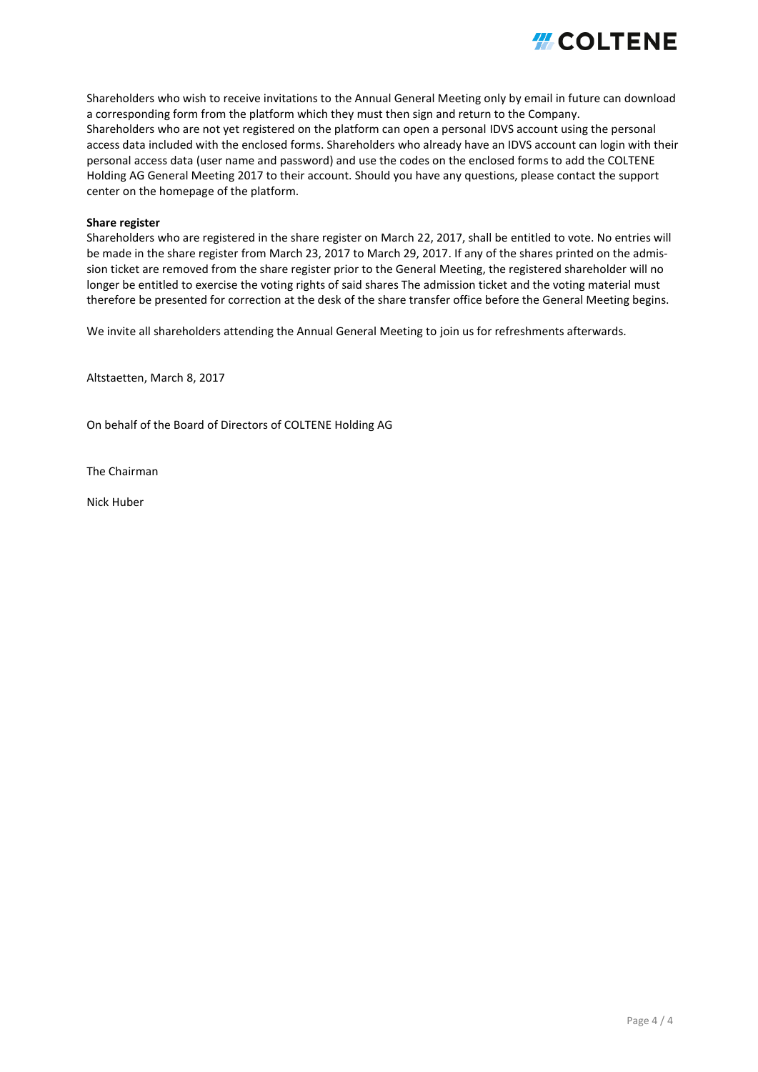Shareholders who wish to receive invitations to the Annual General Meeting only by email in future can download a corresponding form from the platform which they must then sign and return to the Company.
Shareholders who are not yet registered on the platform can open a personal IDVS account using the personal access data included with the enclosed forms. Shareholders who already have an IDVS account can login with their personal access data (user name and password) and use the codes on the enclosed forms to add the COLTENE Holding AG General Meeting 2017 to their account. Should you have any questions, please contact the support center on the homepage of the platform.

**Share register**

Shareholders who are registered in the share register on March 22, 2017, shall be entitled to vote. No entries will be made in the share register from March 23, 2017 to March 29, 2017. If any of the shares printed on the admission ticket are removed from the share register prior to the General Meeting, the registered shareholder will no longer be entitled to exercise the voting rights of said shares The admission ticket and the voting material must therefore be presented for correction at the desk of the share transfer office before the General Meeting begins.

We invite all shareholders attending the Annual General Meeting to join us for refreshments afterwards.

Altstaetten, March 8, 2017

On behalf of the Board of Directors of COLTENE Holding AG

The Chairman

Nick Huber